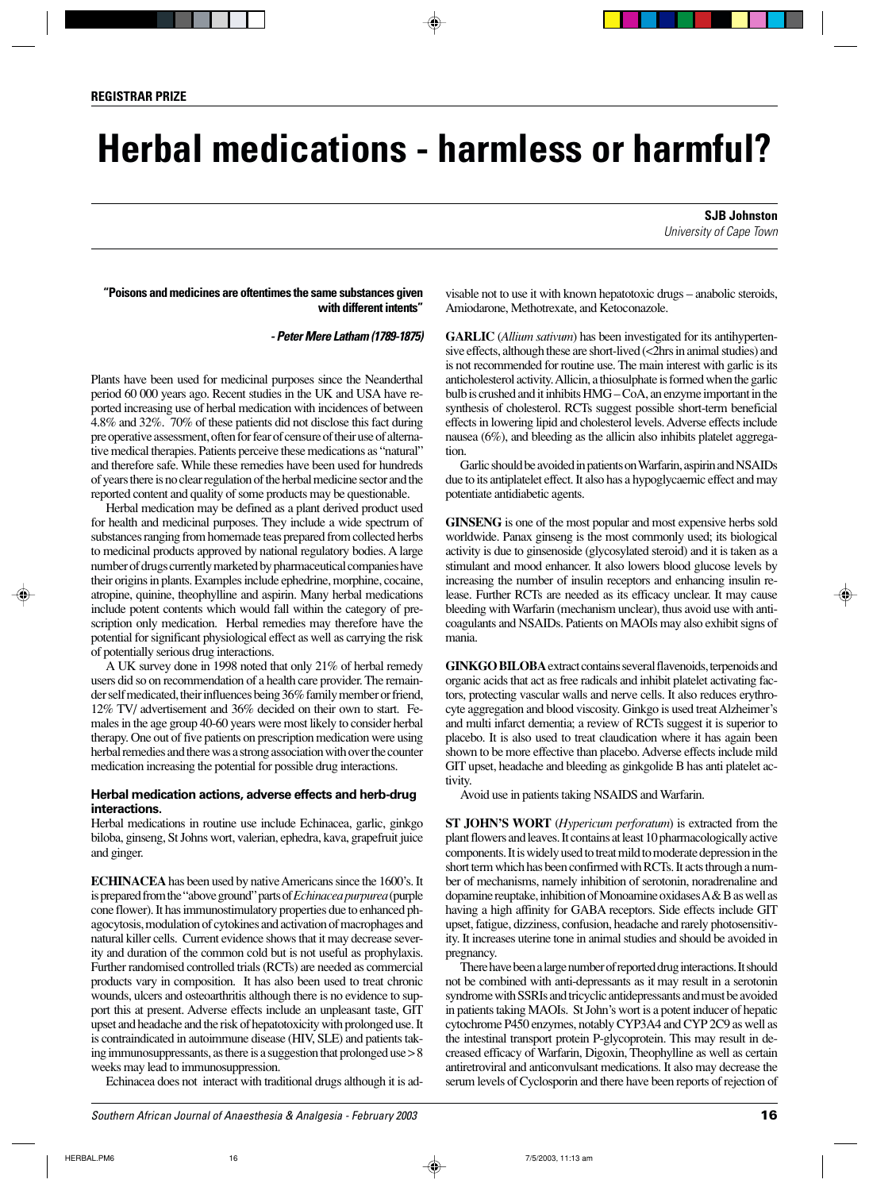REGISTRAR PRIZE

# Herbal medications - harmless or harmful?

**SJB Johnston**
*University of Cape Town*

> **"Poisons and medicines are oftentimes the same substances given with different intents"**
>
> ***- Peter Mere Latham (1789-1875)***

Plants have been used for medicinal purposes since the Neanderthal period 60 000 years ago. Recent studies in the UK and USA have reported increasing use of herbal medication with incidences of between 4.8% and 32%. 70% of these patients did not disclose this fact during pre operative assessment, often for fear of censure of their use of alternative medical therapies. Patients perceive these medications as "natural" and therefore safe. While these remedies have been used for hundreds of years there is no clear regulation of the herbal medicine sector and the reported content and quality of some products may be questionable.

Herbal medication may be defined as a plant derived product used for health and medicinal purposes. They include a wide spectrum of substances ranging from homemade teas prepared from collected herbs to medicinal products approved by national regulatory bodies. A large number of drugs currently marketed by pharmaceutical companies have their origins in plants. Examples include ephedrine, morphine, cocaine, atropine, quinine, theophylline and aspirin. Many herbal medications include potent contents which would fall within the category of prescription only medication. Herbal remedies may therefore have the potential for significant physiological effect as well as carrying the risk of potentially serious drug interactions.

A UK survey done in 1998 noted that only 21% of herbal remedy users did so on recommendation of a health care provider. The remainder self medicated, their influences being 36% family member or friend, 12% TV/ advertisement and 36% decided on their own to start. Females in the age group 40-60 years were most likely to consider herbal therapy. One out of five patients on prescription medication were using herbal remedies and there was a strong association with over the counter medication increasing the potential for possible drug interactions.

## Herbal medication actions, adverse effects and herb-drug interactions.

Herbal medications in routine use include Echinacea, garlic, ginkgo biloba, ginseng, St Johns wort, valerian, ephedra, kava, grapefruit juice and ginger.

**ECHINACEA** has been used by native Americans since the 1600's. It is prepared from the "above ground" parts of *Echinacea purpurea* (purple cone flower). It has immunostimulatory properties due to enhanced phagocytosis, modulation of cytokines and activation of macrophages and natural killer cells. Current evidence shows that it may decrease severity and duration of the common cold but is not useful as prophylaxis. Further randomised controlled trials (RCTs) are needed as commercial products vary in composition. It has also been used to treat chronic wounds, ulcers and osteoarthritis although there is no evidence to support this at present. Adverse effects include an unpleasant taste, GIT upset and headache and the risk of hepatotoxicity with prolonged use. It is contraindicated in autoimmune disease (HIV, SLE) and patients taking immunosuppressants, as there is a suggestion that prolonged use > 8 weeks may lead to immunosuppression.

Echinacea does not interact with traditional drugs although it is advisable not to use it with known hepatotoxic drugs – anabolic steroids, Amiodarone, Methotrexate, and Ketoconazole.

**GARLIC** (*Allium sativum*) has been investigated for its antihypertensive effects, although these are short-lived (<2hrs in animal studies) and is not recommended for routine use. The main interest with garlic is its anticholesterol activity. Allicin, a thiosulphate is formed when the garlic bulb is crushed and it inhibits HMG – CoA, an enzyme important in the synthesis of cholesterol. RCTs suggest possible short-term beneficial effects in lowering lipid and cholesterol levels. Adverse effects include nausea (6%), and bleeding as the allicin also inhibits platelet aggregation.

Garlic should be avoided in patients on Warfarin, aspirin and NSAIDs due to its antiplatelet effect. It also has a hypoglycaemic effect and may potentiate antidiabetic agents.

**GINSENG** is one of the most popular and most expensive herbs sold worldwide. Panax ginseng is the most commonly used; its biological activity is due to ginsenoside (glycosylated steroid) and it is taken as a stimulant and mood enhancer. It also lowers blood glucose levels by increasing the number of insulin receptors and enhancing insulin release. Further RCTs are needed as its efficacy unclear. It may cause bleeding with Warfarin (mechanism unclear), thus avoid use with anticoagulants and NSAIDs. Patients on MAOIs may also exhibit signs of mania.

**GINKGO BILOBA** extract contains several flavenoids, terpenoids and organic acids that act as free radicals and inhibit platelet activating factors, protecting vascular walls and nerve cells. It also reduces erythrocyte aggregation and blood viscosity. Ginkgo is used treat Alzheimer's and multi infarct dementia; a review of RCTs suggest it is superior to placebo. It is also used to treat claudication where it has again been shown to be more effective than placebo. Adverse effects include mild GIT upset, headache and bleeding as ginkgolide B has anti platelet activity.

Avoid use in patients taking NSAIDS and Warfarin.

**ST JOHN'S WORT** (*Hypericum perforatum*) is extracted from the plant flowers and leaves. It contains at least 10 pharmacologically active components. It is widely used to treat mild to moderate depression in the short term which has been confirmed with RCTs. It acts through a number of mechanisms, namely inhibition of serotonin, noradrenaline and dopamine reuptake, inhibition of Monoamine oxidases A & B as well as having a high affinity for GABA receptors. Side effects include GIT upset, fatigue, dizziness, confusion, headache and rarely photosensitivity. It increases uterine tone in animal studies and should be avoided in pregnancy.

There have been a large number of reported drug interactions. It should not be combined with anti-depressants as it may result in a serotonin syndrome with SSRIs and tricyclic antidepressants and must be avoided in patients taking MAOIs. St John's wort is a potent inducer of hepatic cytochrome P450 enzymes, notably CYP3A4 and CYP 2C9 as well as the intestinal transport protein P-glycoprotein. This may result in decreased efficacy of Warfarin, Digoxin, Theophylline as well as certain antiretroviral and anticonvulsant medications. It also may decrease the serum levels of Cyclosporin and there have been reports of rejection of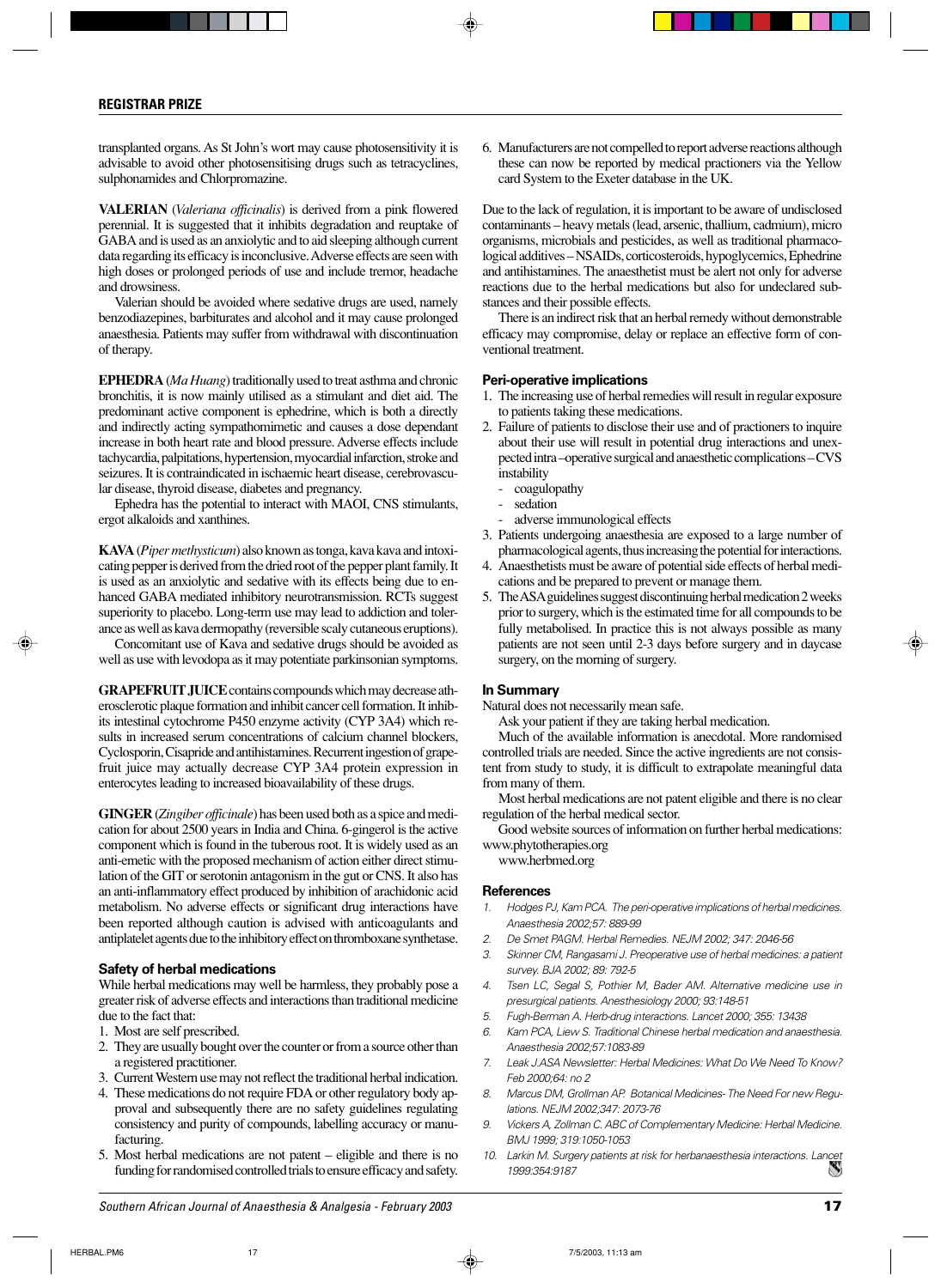transplanted organs. As St John's wort may cause photosensitivity it is advisable to avoid other photosensitising drugs such as tetracyclines, sulphonamides and Chlorpromazine.

**VALERIAN** (*Valeriana officinalis*) is derived from a pink flowered perennial. It is suggested that it inhibits degradation and reuptake of GABA and is used as an anxiolytic and to aid sleeping although current data regarding its efficacy is inconclusive. Adverse effects are seen with high doses or prolonged periods of use and include tremor, headache and drowsiness.

Valerian should be avoided where sedative drugs are used, namely benzodiazepines, barbiturates and alcohol and it may cause prolonged anaesthesia. Patients may suffer from withdrawal with discontinuation of therapy.

**EPHEDRA** (*Ma Huang*) traditionally used to treat asthma and chronic bronchitis, it is now mainly utilised as a stimulant and diet aid. The predominant active component is ephedrine, which is both a directly and indirectly acting sympathomimetic and causes a dose dependant increase in both heart rate and blood pressure. Adverse effects include tachycardia, palpitations, hypertension, myocardial infarction, stroke and seizures. It is contraindicated in ischaemic heart disease, cerebrovascular disease, thyroid disease, diabetes and pregnancy.

Ephedra has the potential to interact with MAOI, CNS stimulants, ergot alkaloids and xanthines.

**KAVA** (*Piper methysticum*) also known as tonga, kava kava and intoxicating pepper is derived from the dried root of the pepper plant family. It is used as an anxiolytic and sedative with its effects being due to enhanced GABA mediated inhibitory neurotransmission. RCTs suggest superiority to placebo. Long-term use may lead to addiction and tolerance as well as kava dermopathy (reversible scaly cutaneous eruptions).

Concomitant use of Kava and sedative drugs should be avoided as well as use with levodopa as it may potentiate parkinsonian symptoms.

**GRAPEFRUIT JUICE** contains compounds which may decrease atherosclerotic plaque formation and inhibit cancer cell formation. It inhibits its intestinal cytochrome P450 enzyme activity (CYP 3A4) which results in increased serum concentrations of calcium channel blockers, Cyclosporin, Cisapride and antihistamines. Recurrent ingestion of grapefruit juice may actually decrease CYP 3A4 protein expression in enterocytes leading to increased bioavailability of these drugs.

**GINGER** (*Zingiber officinale*) has been used both as a spice and medication for about 2500 years in India and China. 6-gingerol is the active component which is found in the tuberous root. It is widely used as an anti-emetic with the proposed mechanism of action either direct stimulation of the GIT or serotonin antagonism in the gut or CNS. It also has an anti-inflammatory effect produced by inhibition of arachidonic acid metabolism. No adverse effects or significant drug interactions have been reported although caution is advised with anticoagulants and antiplatelet agents due to the inhibitory effect on thromboxane synthetase.

## Safety of herbal medications

While herbal medications may well be harmless, they probably pose a greater risk of adverse effects and interactions than traditional medicine due to the fact that:

1. Most are self prescribed.
2. They are usually bought over the counter or from a source other than a registered practitioner.
3. Current Western use may not reflect the traditional herbal indication.
4. These medications do not require FDA or other regulatory body approval and subsequently there are no safety guidelines regulating consistency and purity of compounds, labelling accuracy or manufacturing.
5. Most herbal medications are not patent – eligible and there is no funding for randomised controlled trials to ensure efficacy and safety.
6. Manufacturers are not compelled to report adverse reactions although these can now be reported by medical practioners via the Yellow card System to the Exeter database in the UK.

Due to the lack of regulation, it is important to be aware of undisclosed contaminants – heavy metals (lead, arsenic, thallium, cadmium), micro organisms, microbials and pesticides, as well as traditional pharmacological additives – NSAIDs, corticosteroids, hypoglycemics, Ephedrine and antihistamines. The anaesthetist must be alert not only for adverse reactions due to the herbal medications but also for undeclared substances and their possible effects.

There is an indirect risk that an herbal remedy without demonstrable efficacy may compromise, delay or replace an effective form of conventional treatment.

## Peri-operative implications

1. The increasing use of herbal remedies will result in regular exposure to patients taking these medications.
2. Failure of patients to disclose their use and of practioners to inquire about their use will result in potential drug interactions and unexpected intra–operative surgical and anaesthetic complications – CVS instability
   - coagulopathy
   - sedation
   - adverse immunological effects
3. Patients undergoing anaesthesia are exposed to a large number of pharmacological agents, thus increasing the potential for interactions.
4. Anaesthetists must be aware of potential side effects of herbal medications and be prepared to prevent or manage them.
5. The ASA guidelines suggest discontinuing herbal medication 2 weeks prior to surgery, which is the estimated time for all compounds to be fully metabolised. In practice this is not always possible as many patients are not seen until 2-3 days before surgery and in daycase surgery, on the morning of surgery.

## In Summary

Natural does not necessarily mean safe.

Ask your patient if they are taking herbal medication.

Much of the available information is anecdotal. More randomised controlled trials are needed. Since the active ingredients are not consistent from study to study, it is difficult to extrapolate meaningful data from many of them.

Most herbal medications are not patent eligible and there is no clear regulation of the herbal medical sector.

Good website sources of information on further herbal medications:
www.phytotherapies.org
www.herbmed.org

## References

1. *Hodges PJ, Kam PCA. The peri-operative implications of herbal medicines. Anaesthesia 2002;57: 889-99*
2. *De Smet PAGM. Herbal Remedies. NEJM 2002; 347: 2046-56*
3. *Skinner CM, Rangasami J. Preoperative use of herbal medicines: a patient survey. BJA 2002; 89: 792-5*
4. *Tsen LC, Segal S, Pothier M, Bader AM. Alternative medicine use in presurgical patients. Anesthesiology 2000; 93:148-51*
5. *Fugh-Berman A. Herb-drug interactions. Lancet 2000; 355: 13438*
6. *Kam PCA, Liew S. Traditional Chinese herbal medication and anaesthesia. Anaesthesia 2002;57:1083-89*
7. *Leak J.ASA Newsletter: Herbal Medicines: What Do We Need To Know? Feb 2000;64: no 2*
8. *Marcus DM, Grollman AP. Botanical Medicines- The Need For new Regulations. NEJM 2002;347: 2073-76*
9. *Vickers A, Zollman C. ABC of Complementary Medicine: Herbal Medicine. BMJ 1999; 319:1050-1053*
10. *Larkin M. Surgery patients at risk for herbanaesthesia interactions. Lancet 1999:354:9187*